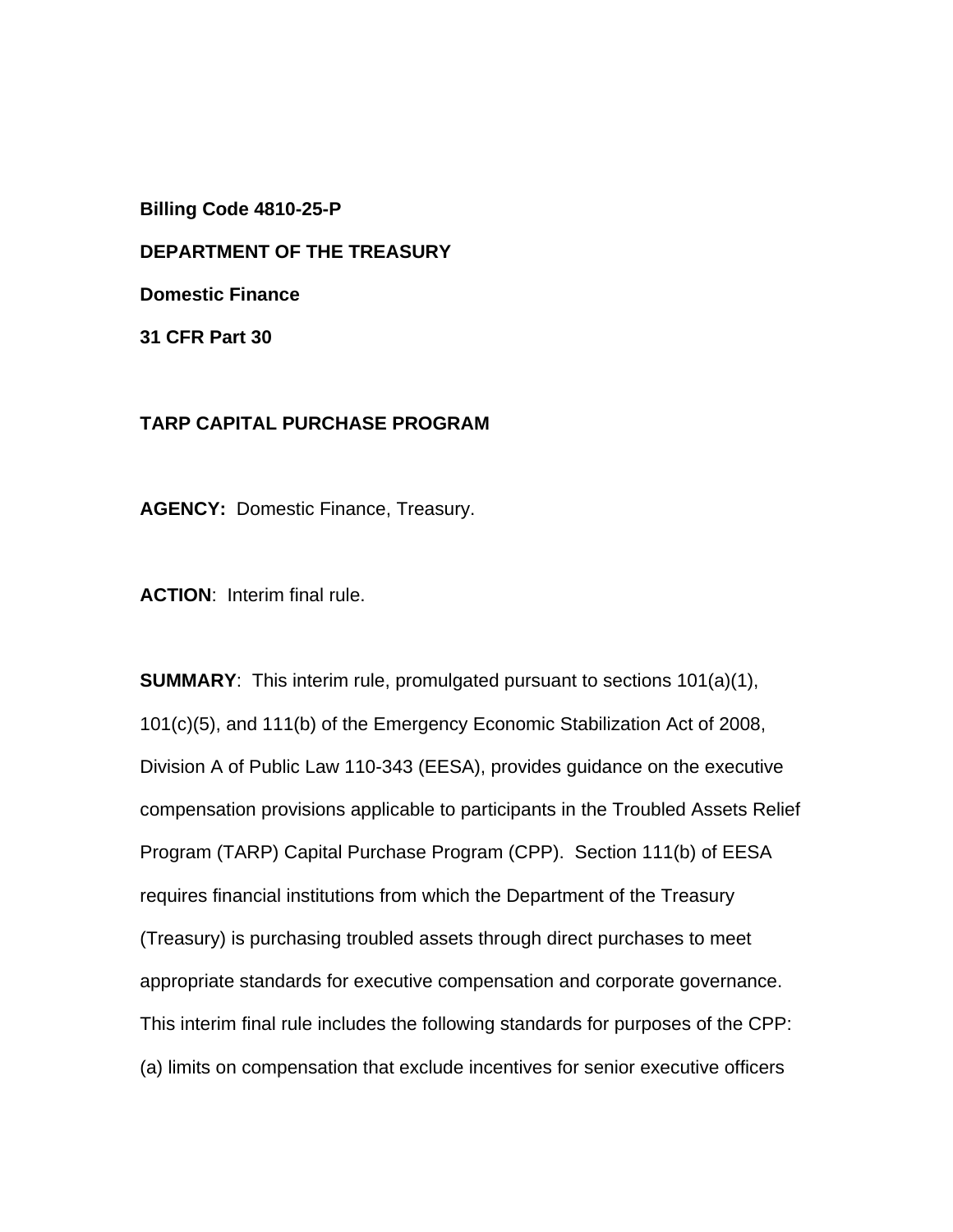**Billing Code 4810-25-P**

**DEPARTMENT OF THE TREASURY**

**Domestic Finance**

**31 CFR Part 30**

**TARP CAPITAL PURCHASE PROGRAM**

**AGENCY:** Domestic Finance, Treasury.

**ACTION**: Interim final rule.

**SUMMARY**: This interim rule, promulgated pursuant to sections 101(a)(1), 101(c)(5), and 111(b) of the Emergency Economic Stabilization Act of 2008, Division A of Public Law 110-343 (EESA), provides guidance on the executive compensation provisions applicable to participants in the Troubled Assets Relief Program (TARP) Capital Purchase Program (CPP). Section 111(b) of EESA requires financial institutions from which the Department of the Treasury (Treasury) is purchasing troubled assets through direct purchases to meet appropriate standards for executive compensation and corporate governance. This interim final rule includes the following standards for purposes of the CPP: (a) limits on compensation that exclude incentives for senior executive officers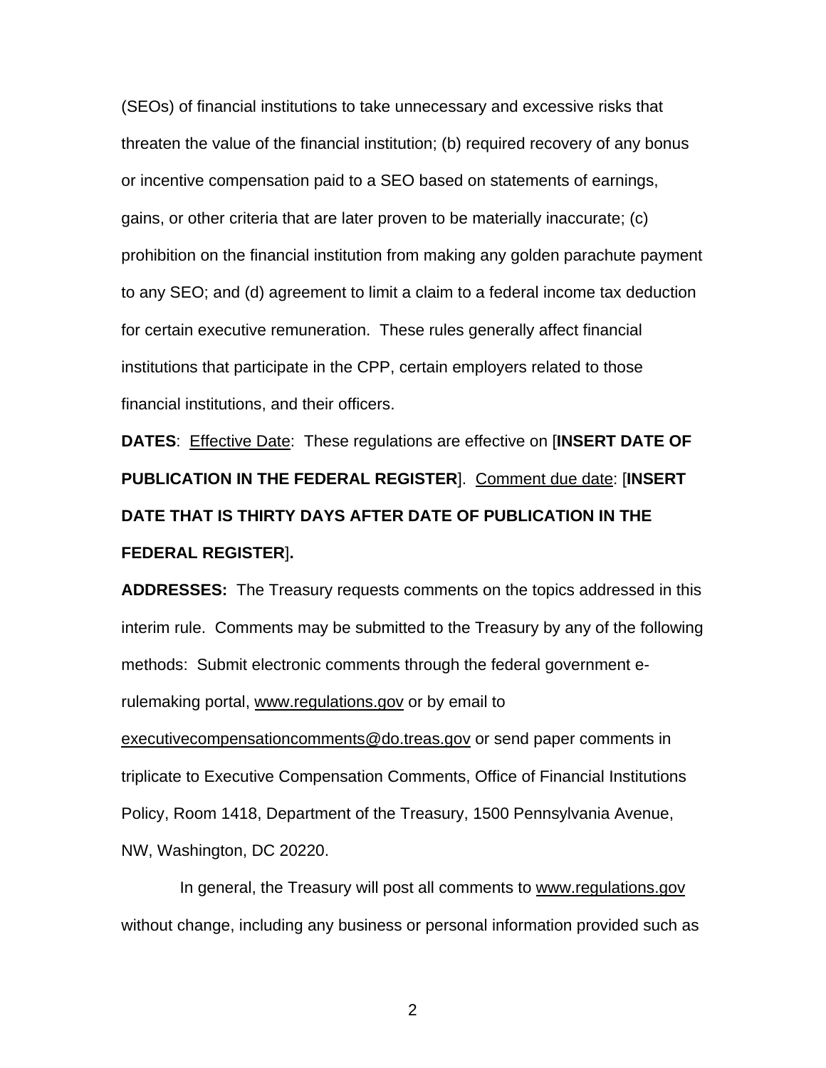(SEOs) of financial institutions to take unnecessary and excessive risks that threaten the value of the financial institution; (b) required recovery of any bonus or incentive compensation paid to a SEO based on statements of earnings, gains, or other criteria that are later proven to be materially inaccurate; (c) prohibition on the financial institution from making any golden parachute payment to any SEO; and (d) agreement to limit a claim to a federal income tax deduction for certain executive remuneration. These rules generally affect financial institutions that participate in the CPP, certain employers related to those financial institutions, and their officers.

**DATES**: Effective Date: These regulations are effective on [**INSERT DATE OF PUBLICATION IN THE FEDERAL REGISTER**]. Comment due date: [**INSERT DATE THAT IS THIRTY DAYS AFTER DATE OF PUBLICATION IN THE FEDERAL REGISTER**]**.**

**ADDRESSES:** The Treasury requests comments on the topics addressed in this interim rule. Comments may be submitted to the Treasury by any of the following methods: Submit electronic comments through the federal government e-rulemaking portal, www.regulations.gov or by email to executivecompensationcomments@do.treas.gov or send paper comments in triplicate to Executive Compensation Comments, Office of Financial Institutions Policy, Room 1418, Department of the Treasury, 1500 Pennsylvania Avenue, NW, Washington, DC 20220.

In general, the Treasury will post all comments to www.regulations.gov without change, including any business or personal information provided such as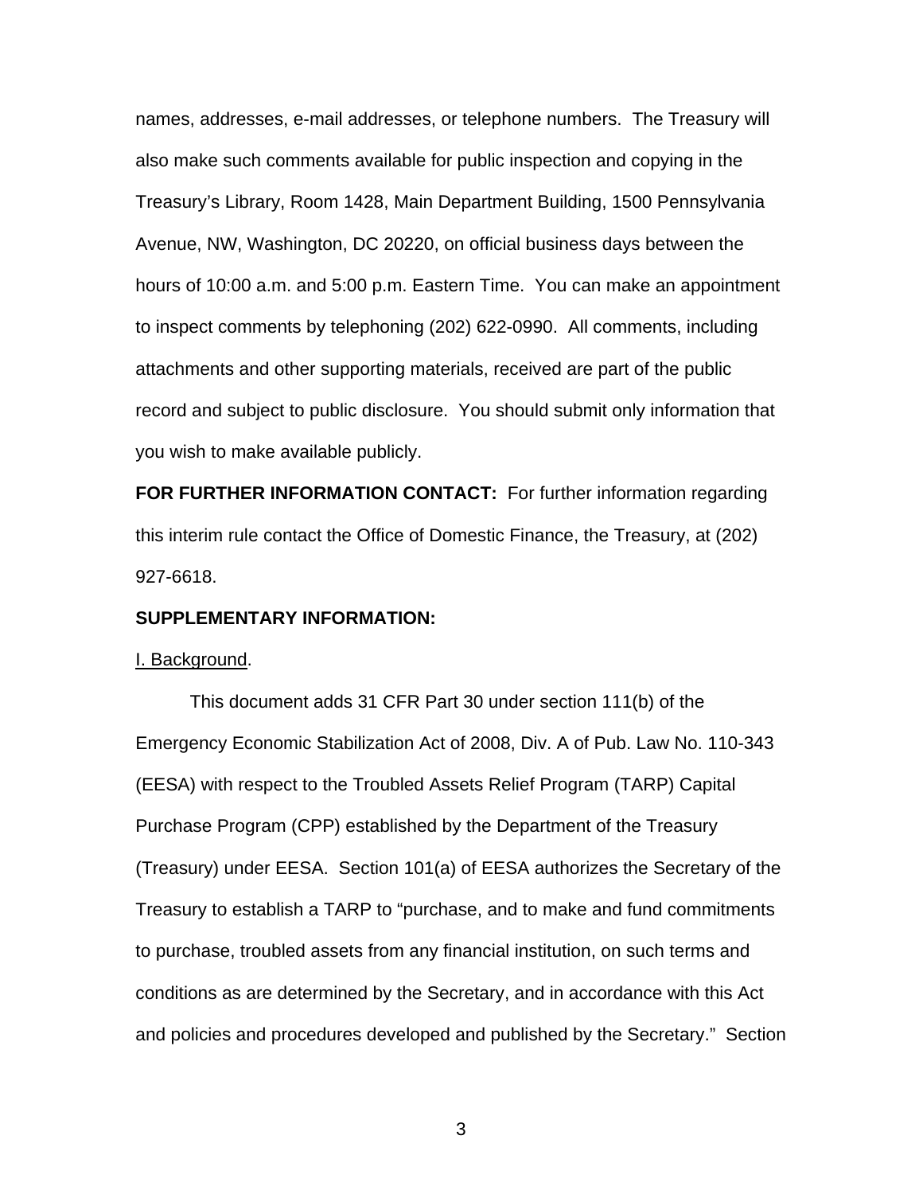names, addresses, e-mail addresses, or telephone numbers. The Treasury will also make such comments available for public inspection and copying in the Treasury's Library, Room 1428, Main Department Building, 1500 Pennsylvania Avenue, NW, Washington, DC 20220, on official business days between the hours of 10:00 a.m. and 5:00 p.m. Eastern Time. You can make an appointment to inspect comments by telephoning (202) 622-0990. All comments, including attachments and other supporting materials, received are part of the public record and subject to public disclosure. You should submit only information that you wish to make available publicly.

**FOR FURTHER INFORMATION CONTACT:** For further information regarding this interim rule contact the Office of Domestic Finance, the Treasury, at (202) 927-6618.

**SUPPLEMENTARY INFORMATION:**

I. Background.

This document adds 31 CFR Part 30 under section 111(b) of the Emergency Economic Stabilization Act of 2008, Div. A of Pub. Law No. 110-343 (EESA) with respect to the Troubled Assets Relief Program (TARP) Capital Purchase Program (CPP) established by the Department of the Treasury (Treasury) under EESA. Section 101(a) of EESA authorizes the Secretary of the Treasury to establish a TARP to "purchase, and to make and fund commitments to purchase, troubled assets from any financial institution, on such terms and conditions as are determined by the Secretary, and in accordance with this Act and policies and procedures developed and published by the Secretary." Section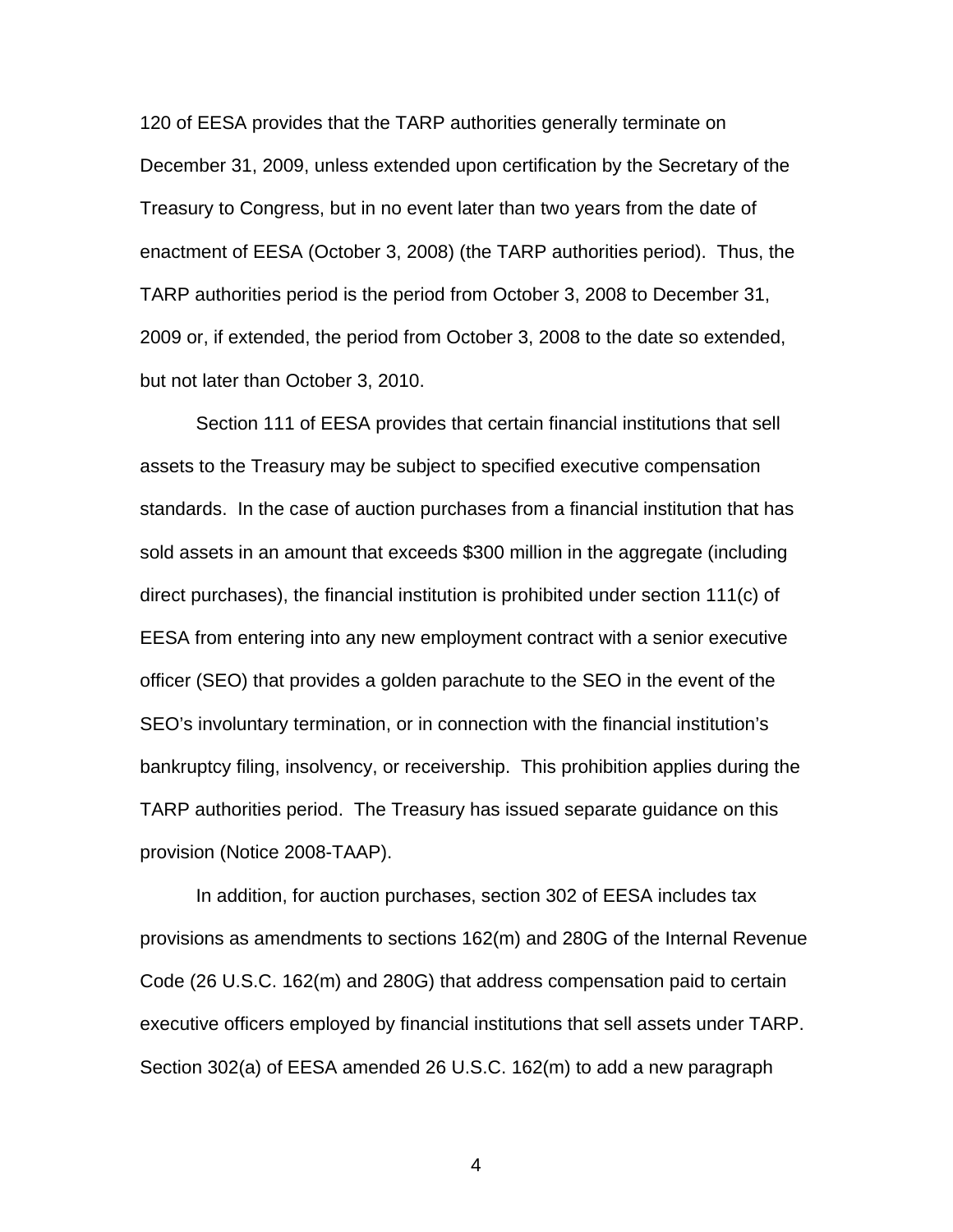120 of EESA provides that the TARP authorities generally terminate on December 31, 2009, unless extended upon certification by the Secretary of the Treasury to Congress, but in no event later than two years from the date of enactment of EESA (October 3, 2008) (the TARP authorities period). Thus, the TARP authorities period is the period from October 3, 2008 to December 31, 2009 or, if extended, the period from October 3, 2008 to the date so extended, but not later than October 3, 2010.

Section 111 of EESA provides that certain financial institutions that sell assets to the Treasury may be subject to specified executive compensation standards. In the case of auction purchases from a financial institution that has sold assets in an amount that exceeds \$300 million in the aggregate (including direct purchases), the financial institution is prohibited under section 111(c) of EESA from entering into any new employment contract with a senior executive officer (SEO) that provides a golden parachute to the SEO in the event of the SEO's involuntary termination, or in connection with the financial institution's bankruptcy filing, insolvency, or receivership. This prohibition applies during the TARP authorities period. The Treasury has issued separate guidance on this provision (Notice 2008-TAAP).

In addition, for auction purchases, section 302 of EESA includes tax provisions as amendments to sections 162(m) and 280G of the Internal Revenue Code (26 U.S.C. 162(m) and 280G) that address compensation paid to certain executive officers employed by financial institutions that sell assets under TARP. Section 302(a) of EESA amended 26 U.S.C. 162(m) to add a new paragraph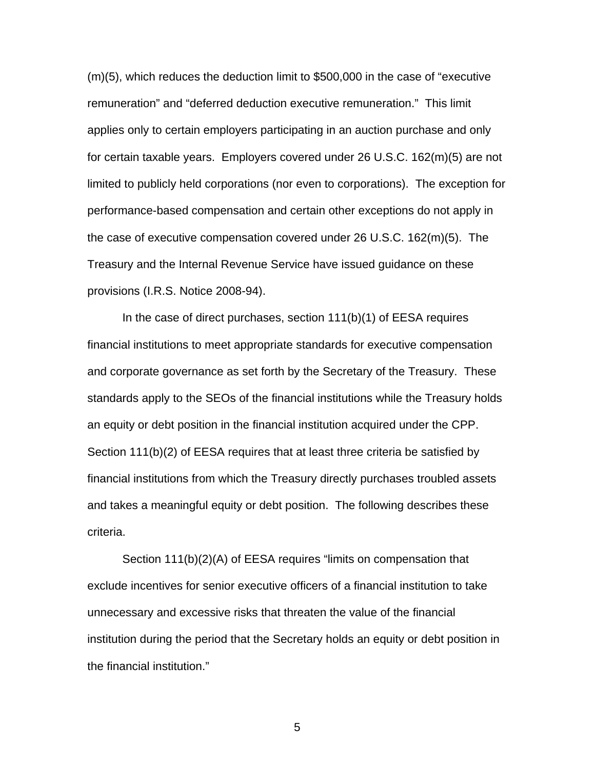(m)(5), which reduces the deduction limit to $500,000 in the case of "executive remuneration" and "deferred deduction executive remuneration." This limit applies only to certain employers participating in an auction purchase and only for certain taxable years. Employers covered under 26 U.S.C. 162(m)(5) are not limited to publicly held corporations (nor even to corporations). The exception for performance-based compensation and certain other exceptions do not apply in the case of executive compensation covered under 26 U.S.C. 162(m)(5). The Treasury and the Internal Revenue Service have issued guidance on these provisions (I.R.S. Notice 2008-94).

In the case of direct purchases, section 111(b)(1) of EESA requires financial institutions to meet appropriate standards for executive compensation and corporate governance as set forth by the Secretary of the Treasury. These standards apply to the SEOs of the financial institutions while the Treasury holds an equity or debt position in the financial institution acquired under the CPP. Section 111(b)(2) of EESA requires that at least three criteria be satisfied by financial institutions from which the Treasury directly purchases troubled assets and takes a meaningful equity or debt position. The following describes these criteria.

Section 111(b)(2)(A) of EESA requires "limits on compensation that exclude incentives for senior executive officers of a financial institution to take unnecessary and excessive risks that threaten the value of the financial institution during the period that the Secretary holds an equity or debt position in the financial institution."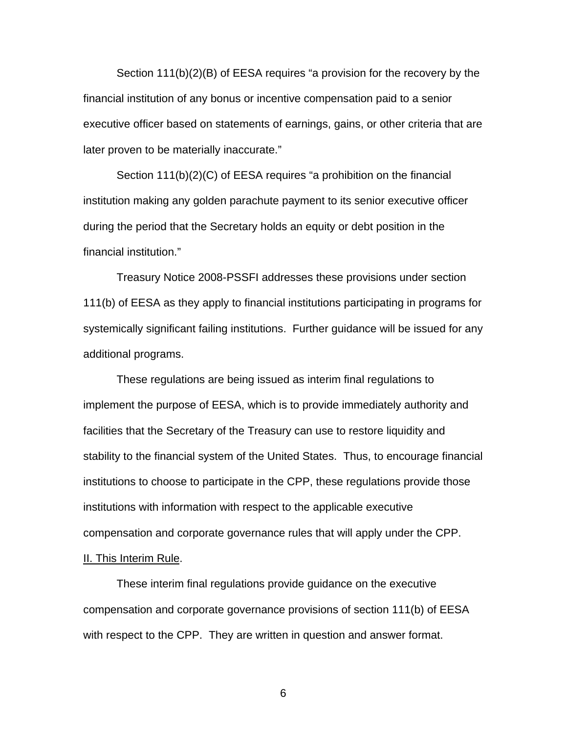Section 111(b)(2)(B) of EESA requires "a provision for the recovery by the financial institution of any bonus or incentive compensation paid to a senior executive officer based on statements of earnings, gains, or other criteria that are later proven to be materially inaccurate."

Section 111(b)(2)(C) of EESA requires "a prohibition on the financial institution making any golden parachute payment to its senior executive officer during the period that the Secretary holds an equity or debt position in the financial institution."

Treasury Notice 2008-PSSFI addresses these provisions under section 111(b) of EESA as they apply to financial institutions participating in programs for systemically significant failing institutions. Further guidance will be issued for any additional programs.

These regulations are being issued as interim final regulations to implement the purpose of EESA, which is to provide immediately authority and facilities that the Secretary of the Treasury can use to restore liquidity and stability to the financial system of the United States. Thus, to encourage financial institutions to choose to participate in the CPP, these regulations provide those institutions with information with respect to the applicable executive compensation and corporate governance rules that will apply under the CPP.

## II. This Interim Rule.

These interim final regulations provide guidance on the executive compensation and corporate governance provisions of section 111(b) of EESA with respect to the CPP. They are written in question and answer format.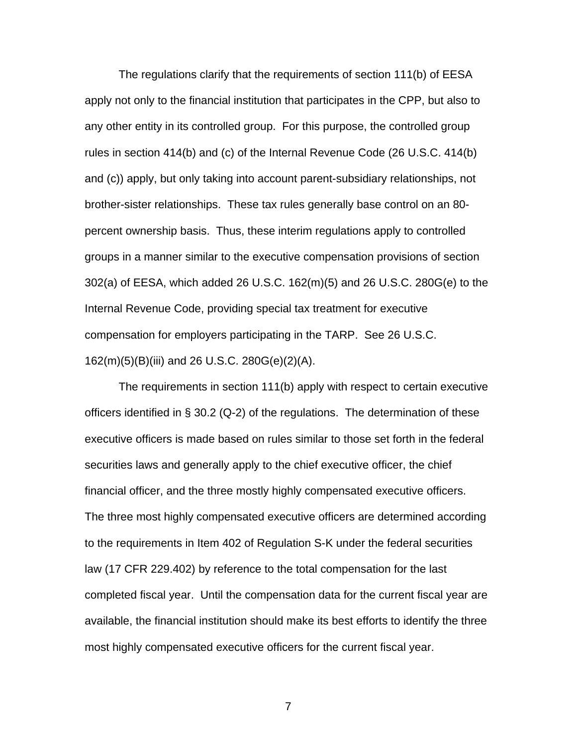The regulations clarify that the requirements of section 111(b) of EESA apply not only to the financial institution that participates in the CPP, but also to any other entity in its controlled group. For this purpose, the controlled group rules in section 414(b) and (c) of the Internal Revenue Code (26 U.S.C. 414(b) and (c)) apply, but only taking into account parent-subsidiary relationships, not brother-sister relationships. These tax rules generally base control on an 80-percent ownership basis. Thus, these interim regulations apply to controlled groups in a manner similar to the executive compensation provisions of section 302(a) of EESA, which added 26 U.S.C. 162(m)(5) and 26 U.S.C. 280G(e) to the Internal Revenue Code, providing special tax treatment for executive compensation for employers participating in the TARP. See 26 U.S.C. 162(m)(5)(B)(iii) and 26 U.S.C. 280G(e)(2)(A).

The requirements in section 111(b) apply with respect to certain executive officers identified in § 30.2 (Q-2) of the regulations. The determination of these executive officers is made based on rules similar to those set forth in the federal securities laws and generally apply to the chief executive officer, the chief financial officer, and the three mostly highly compensated executive officers. The three most highly compensated executive officers are determined according to the requirements in Item 402 of Regulation S-K under the federal securities law (17 CFR 229.402) by reference to the total compensation for the last completed fiscal year. Until the compensation data for the current fiscal year are available, the financial institution should make its best efforts to identify the three most highly compensated executive officers for the current fiscal year.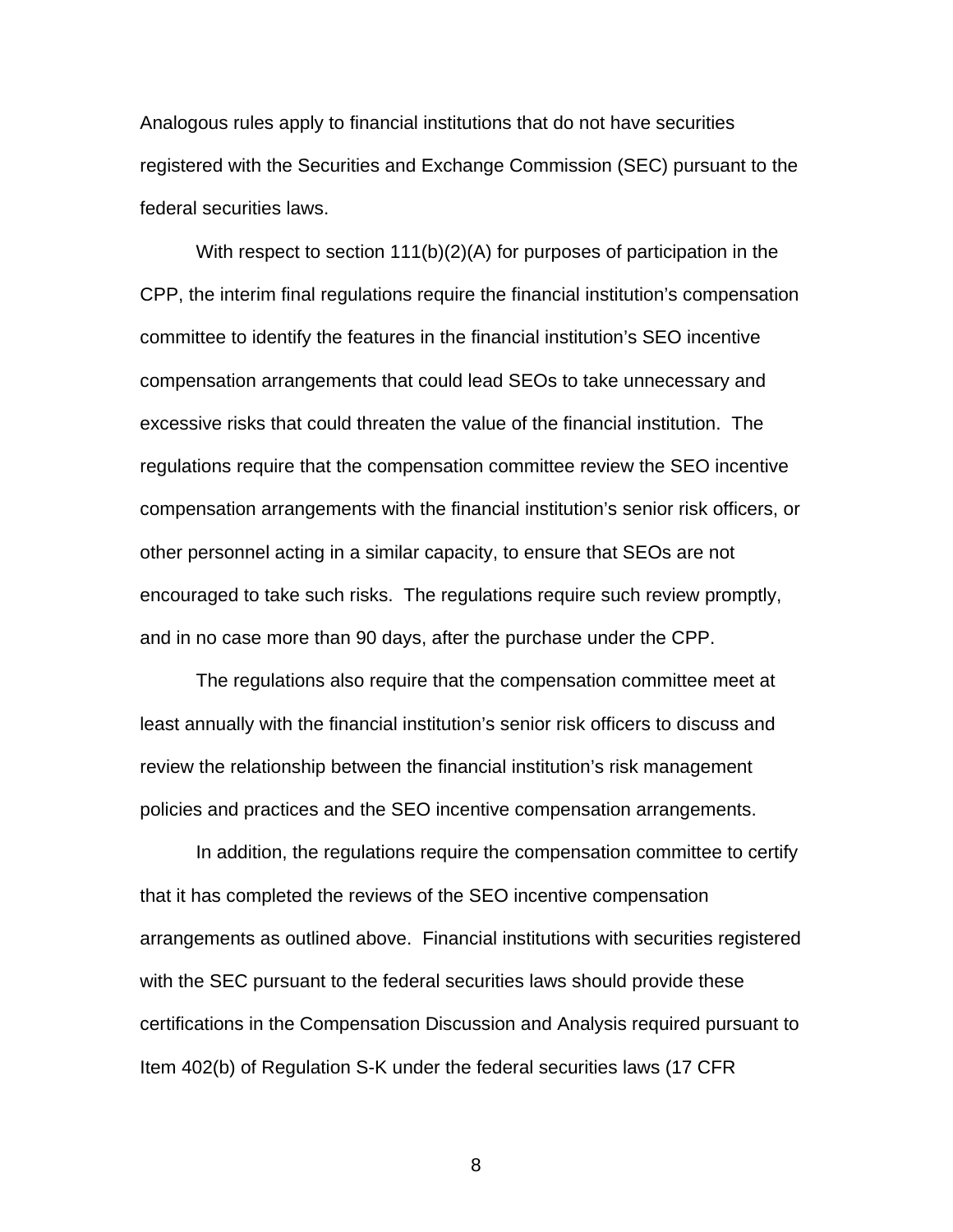Analogous rules apply to financial institutions that do not have securities registered with the Securities and Exchange Commission (SEC) pursuant to the federal securities laws.

With respect to section 111(b)(2)(A) for purposes of participation in the CPP, the interim final regulations require the financial institution's compensation committee to identify the features in the financial institution's SEO incentive compensation arrangements that could lead SEOs to take unnecessary and excessive risks that could threaten the value of the financial institution. The regulations require that the compensation committee review the SEO incentive compensation arrangements with the financial institution's senior risk officers, or other personnel acting in a similar capacity, to ensure that SEOs are not encouraged to take such risks. The regulations require such review promptly, and in no case more than 90 days, after the purchase under the CPP.

The regulations also require that the compensation committee meet at least annually with the financial institution's senior risk officers to discuss and review the relationship between the financial institution's risk management policies and practices and the SEO incentive compensation arrangements.

In addition, the regulations require the compensation committee to certify that it has completed the reviews of the SEO incentive compensation arrangements as outlined above. Financial institutions with securities registered with the SEC pursuant to the federal securities laws should provide these certifications in the Compensation Discussion and Analysis required pursuant to Item 402(b) of Regulation S-K under the federal securities laws (17 CFR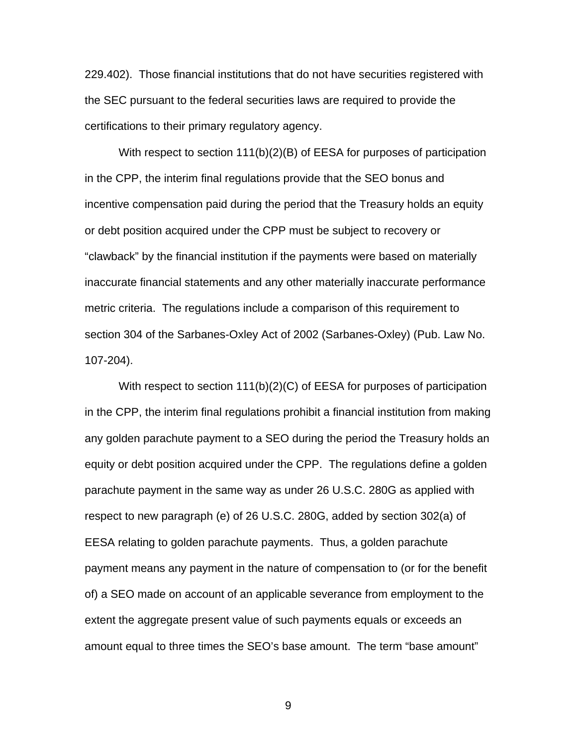229.402). Those financial institutions that do not have securities registered with the SEC pursuant to the federal securities laws are required to provide the certifications to their primary regulatory agency.

With respect to section 111(b)(2)(B) of EESA for purposes of participation in the CPP, the interim final regulations provide that the SEO bonus and incentive compensation paid during the period that the Treasury holds an equity or debt position acquired under the CPP must be subject to recovery or "clawback" by the financial institution if the payments were based on materially inaccurate financial statements and any other materially inaccurate performance metric criteria. The regulations include a comparison of this requirement to section 304 of the Sarbanes-Oxley Act of 2002 (Sarbanes-Oxley) (Pub. Law No. 107-204).

With respect to section 111(b)(2)(C) of EESA for purposes of participation in the CPP, the interim final regulations prohibit a financial institution from making any golden parachute payment to a SEO during the period the Treasury holds an equity or debt position acquired under the CPP. The regulations define a golden parachute payment in the same way as under 26 U.S.C. 280G as applied with respect to new paragraph (e) of 26 U.S.C. 280G, added by section 302(a) of EESA relating to golden parachute payments. Thus, a golden parachute payment means any payment in the nature of compensation to (or for the benefit of) a SEO made on account of an applicable severance from employment to the extent the aggregate present value of such payments equals or exceeds an amount equal to three times the SEO's base amount. The term "base amount"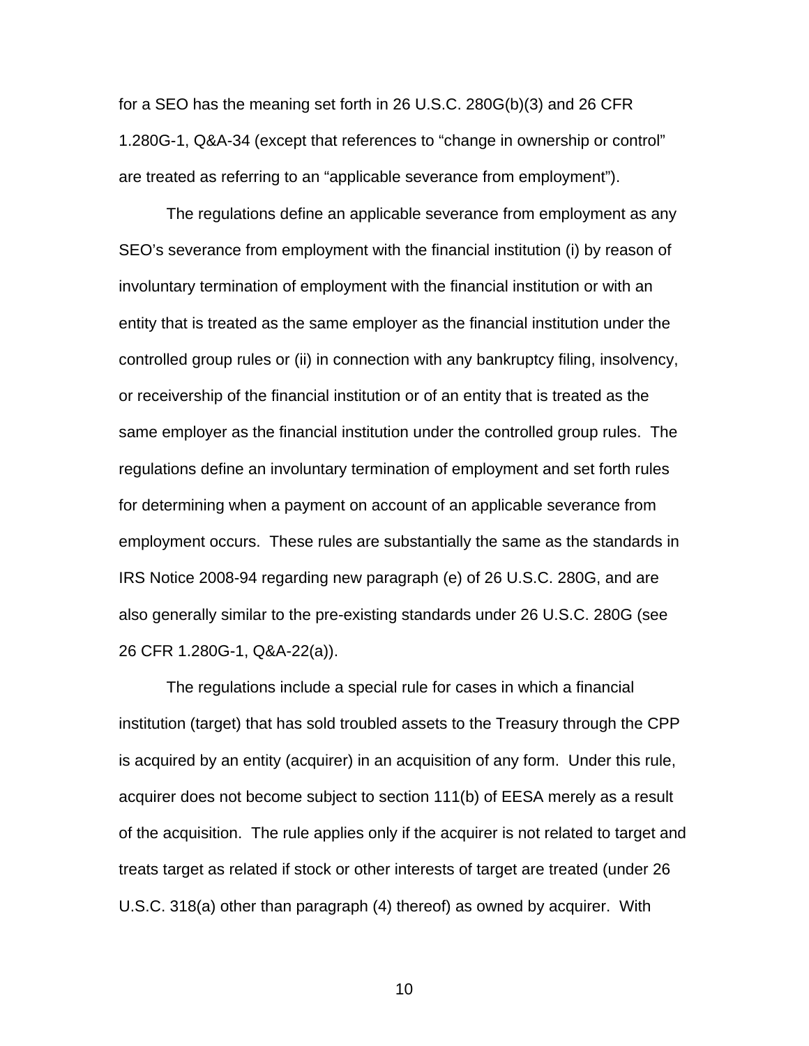for a SEO has the meaning set forth in 26 U.S.C. 280G(b)(3) and 26 CFR 1.280G-1, Q&A-34 (except that references to "change in ownership or control" are treated as referring to an "applicable severance from employment").

The regulations define an applicable severance from employment as any SEO's severance from employment with the financial institution (i) by reason of involuntary termination of employment with the financial institution or with an entity that is treated as the same employer as the financial institution under the controlled group rules or (ii) in connection with any bankruptcy filing, insolvency, or receivership of the financial institution or of an entity that is treated as the same employer as the financial institution under the controlled group rules. The regulations define an involuntary termination of employment and set forth rules for determining when a payment on account of an applicable severance from employment occurs. These rules are substantially the same as the standards in IRS Notice 2008-94 regarding new paragraph (e) of 26 U.S.C. 280G, and are also generally similar to the pre-existing standards under 26 U.S.C. 280G (see 26 CFR 1.280G-1, Q&A-22(a)).

The regulations include a special rule for cases in which a financial institution (target) that has sold troubled assets to the Treasury through the CPP is acquired by an entity (acquirer) in an acquisition of any form. Under this rule, acquirer does not become subject to section 111(b) of EESA merely as a result of the acquisition. The rule applies only if the acquirer is not related to target and treats target as related if stock or other interests of target are treated (under 26 U.S.C. 318(a) other than paragraph (4) thereof) as owned by acquirer. With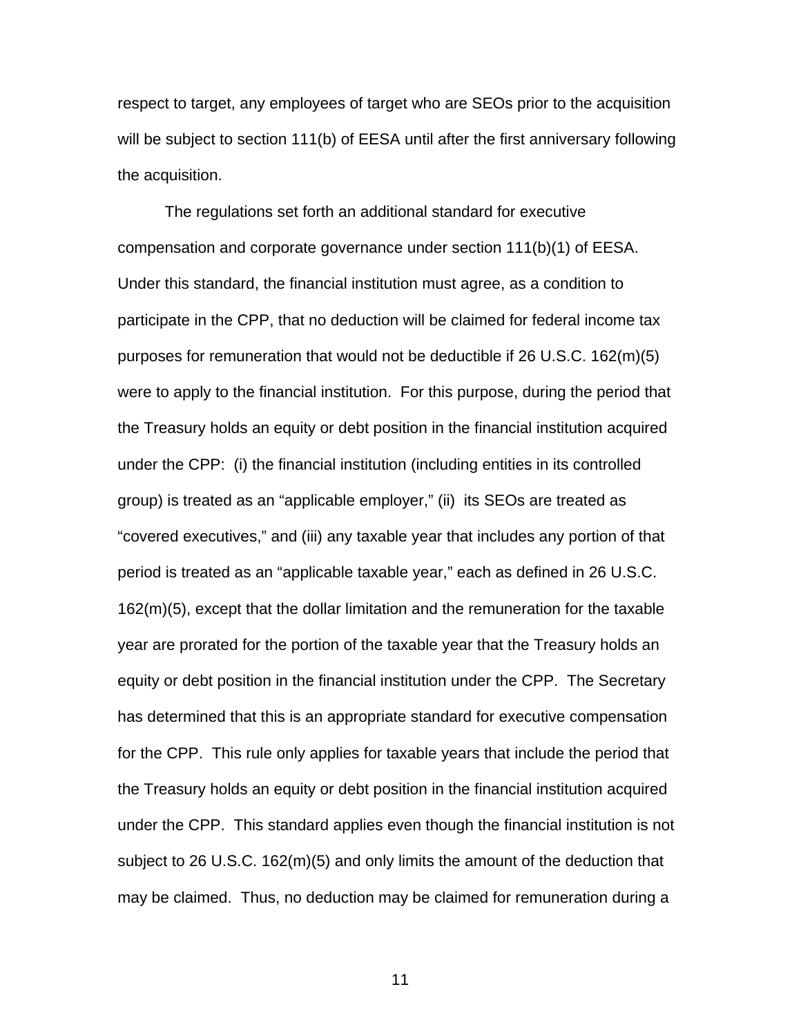respect to target, any employees of target who are SEOs prior to the acquisition will be subject to section 111(b) of EESA until after the first anniversary following the acquisition.

The regulations set forth an additional standard for executive compensation and corporate governance under section 111(b)(1) of EESA. Under this standard, the financial institution must agree, as a condition to participate in the CPP, that no deduction will be claimed for federal income tax purposes for remuneration that would not be deductible if 26 U.S.C. 162(m)(5) were to apply to the financial institution. For this purpose, during the period that the Treasury holds an equity or debt position in the financial institution acquired under the CPP: (i) the financial institution (including entities in its controlled group) is treated as an "applicable employer," (ii) its SEOs are treated as "covered executives," and (iii) any taxable year that includes any portion of that period is treated as an "applicable taxable year," each as defined in 26 U.S.C. 162(m)(5), except that the dollar limitation and the remuneration for the taxable year are prorated for the portion of the taxable year that the Treasury holds an equity or debt position in the financial institution under the CPP. The Secretary has determined that this is an appropriate standard for executive compensation for the CPP. This rule only applies for taxable years that include the period that the Treasury holds an equity or debt position in the financial institution acquired under the CPP. This standard applies even though the financial institution is not subject to 26 U.S.C. 162(m)(5) and only limits the amount of the deduction that may be claimed. Thus, no deduction may be claimed for remuneration during a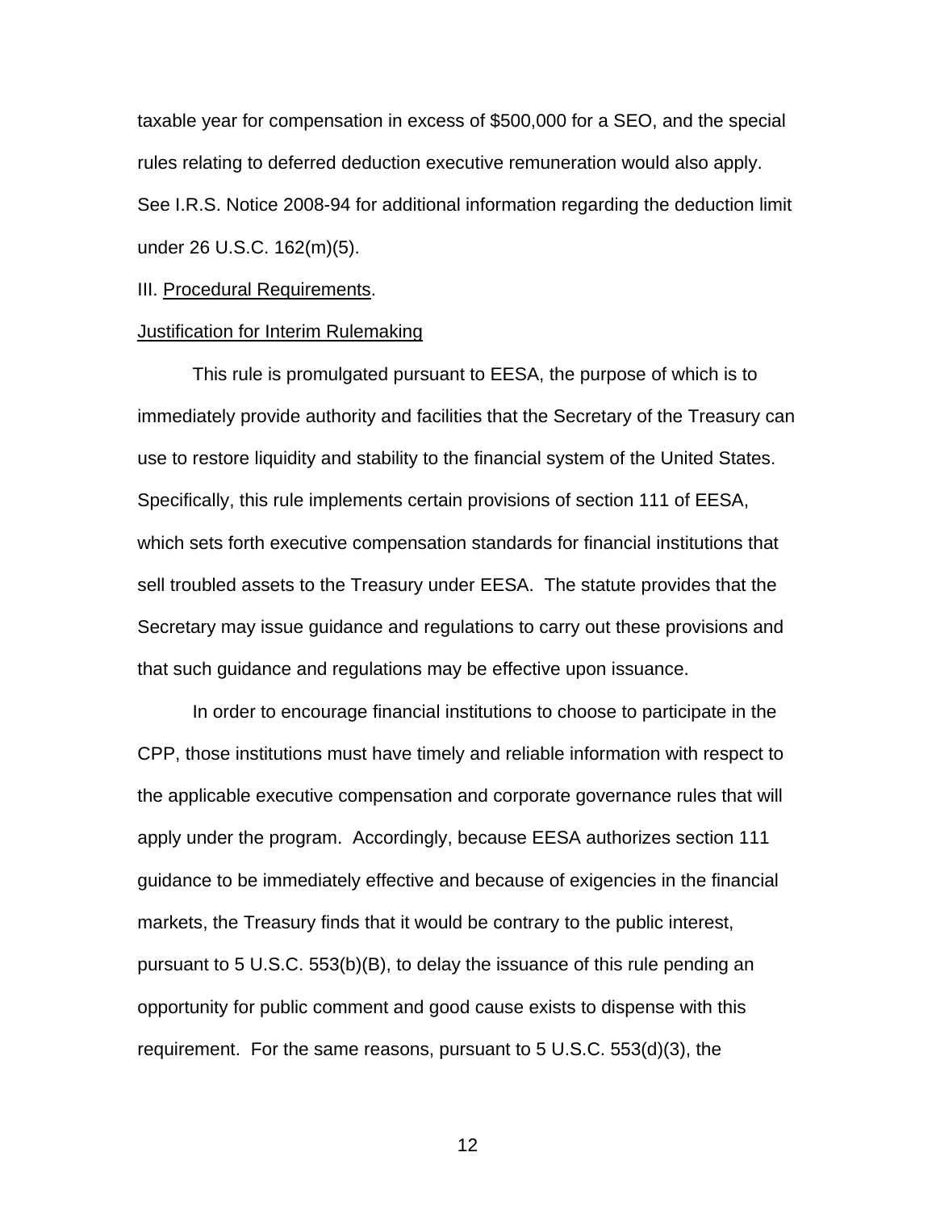taxable year for compensation in excess of $500,000 for a SEO, and the special rules relating to deferred deduction executive remuneration would also apply. See I.R.S. Notice 2008-94 for additional information regarding the deduction limit under 26 U.S.C. 162(m)(5).

## III. Procedural Requirements.

### Justification for Interim Rulemaking

This rule is promulgated pursuant to EESA, the purpose of which is to immediately provide authority and facilities that the Secretary of the Treasury can use to restore liquidity and stability to the financial system of the United States. Specifically, this rule implements certain provisions of section 111 of EESA, which sets forth executive compensation standards for financial institutions that sell troubled assets to the Treasury under EESA. The statute provides that the Secretary may issue guidance and regulations to carry out these provisions and that such guidance and regulations may be effective upon issuance.

In order to encourage financial institutions to choose to participate in the CPP, those institutions must have timely and reliable information with respect to the applicable executive compensation and corporate governance rules that will apply under the program. Accordingly, because EESA authorizes section 111 guidance to be immediately effective and because of exigencies in the financial markets, the Treasury finds that it would be contrary to the public interest, pursuant to 5 U.S.C. 553(b)(B), to delay the issuance of this rule pending an opportunity for public comment and good cause exists to dispense with this requirement. For the same reasons, pursuant to 5 U.S.C. 553(d)(3), the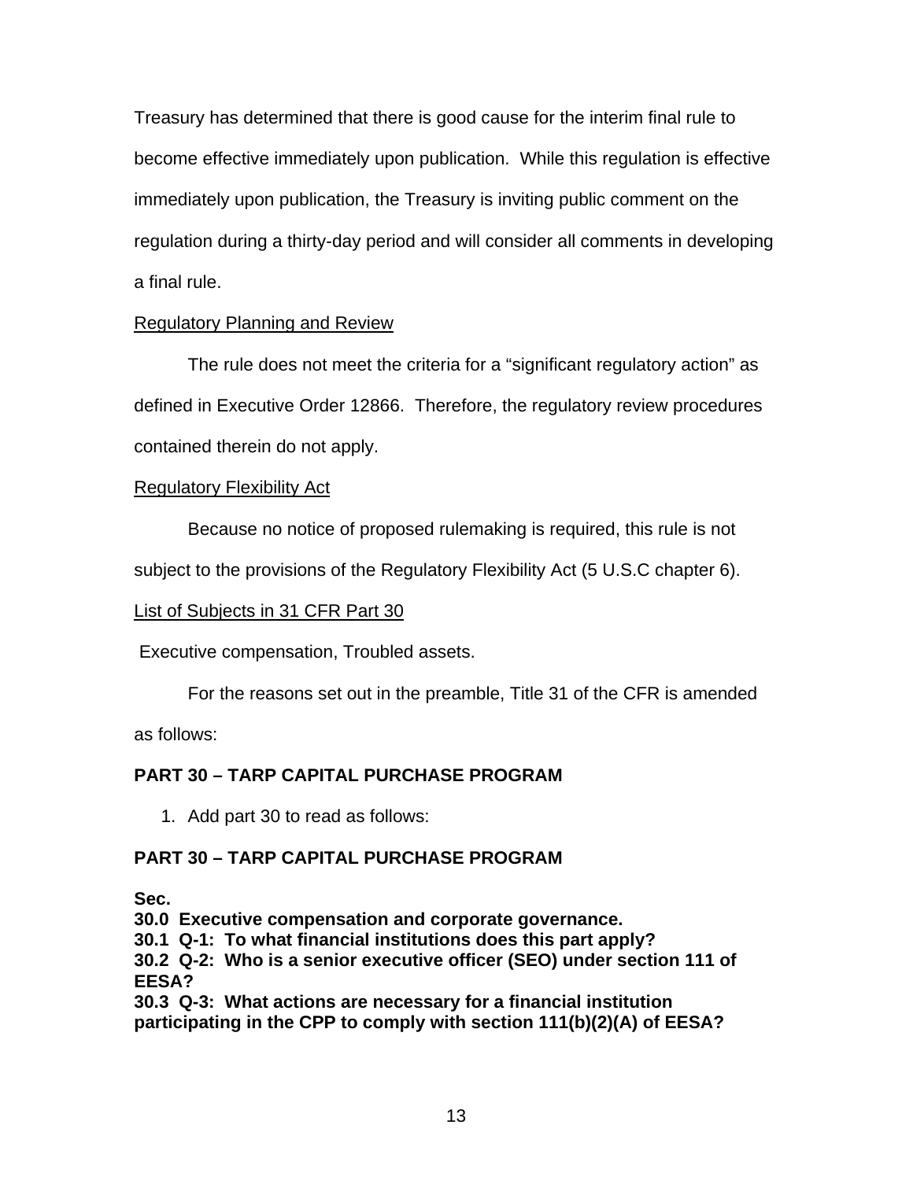Treasury has determined that there is good cause for the interim final rule to become effective immediately upon publication. While this regulation is effective immediately upon publication, the Treasury is inviting public comment on the regulation during a thirty-day period and will consider all comments in developing a final rule.

Regulatory Planning and Review

The rule does not meet the criteria for a "significant regulatory action" as defined in Executive Order 12866. Therefore, the regulatory review procedures contained therein do not apply.

Regulatory Flexibility Act

Because no notice of proposed rulemaking is required, this rule is not subject to the provisions of the Regulatory Flexibility Act (5 U.S.C chapter 6).

List of Subjects in 31 CFR Part 30

Executive compensation, Troubled assets.

For the reasons set out in the preamble, Title 31 of the CFR is amended as follows:

**PART 30 – TARP CAPITAL PURCHASE PROGRAM**

1. Add part 30 to read as follows:

**PART 30 – TARP CAPITAL PURCHASE PROGRAM**

**Sec.**
**30.0 Executive compensation and corporate governance.**
**30.1 Q-1: To what financial institutions does this part apply?**
**30.2 Q-2: Who is a senior executive officer (SEO) under section 111 of EESA?**
**30.3 Q-3: What actions are necessary for a financial institution participating in the CPP to comply with section 111(b)(2)(A) of EESA?**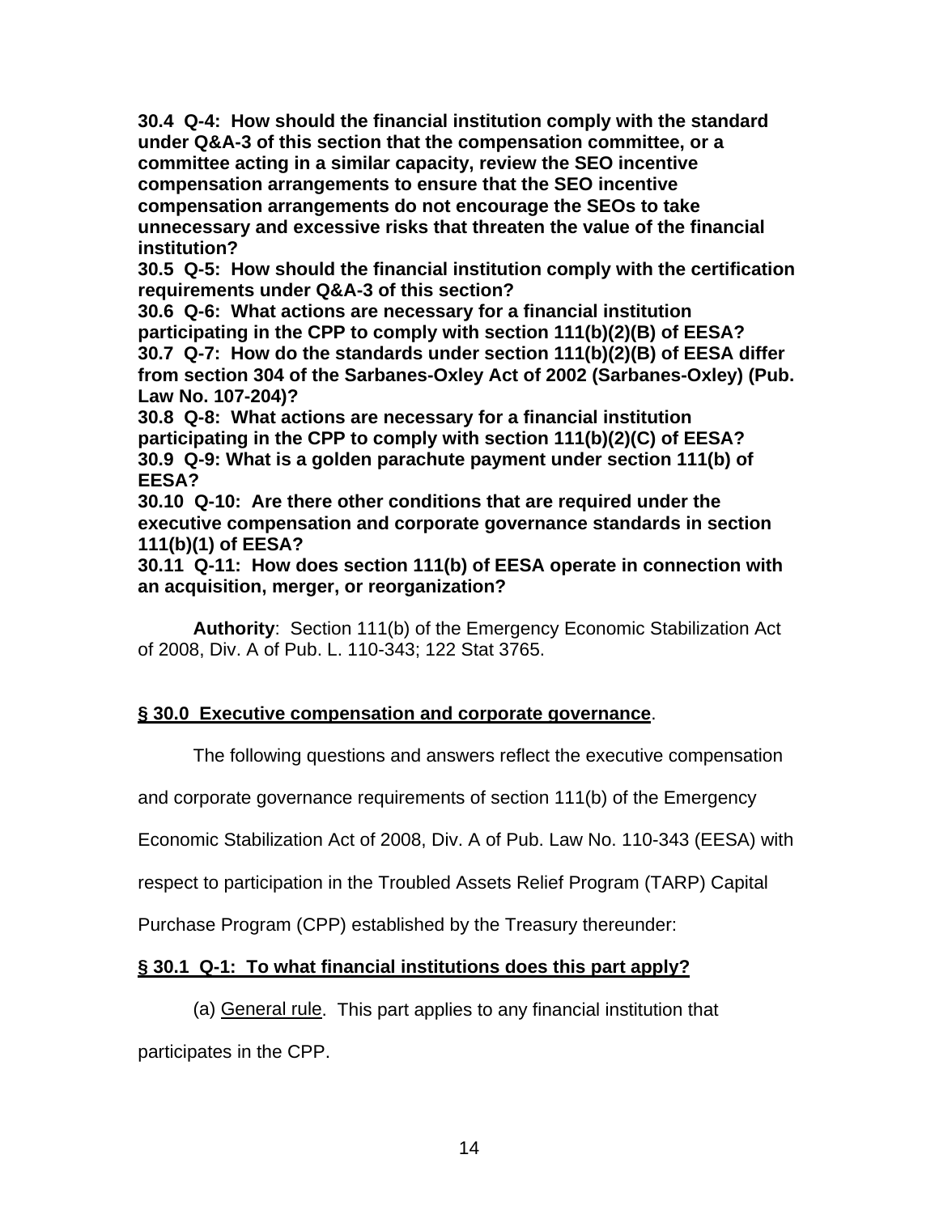**30.4 Q-4: How should the financial institution comply with the standard under Q&A-3 of this section that the compensation committee, or a committee acting in a similar capacity, review the SEO incentive compensation arrangements to ensure that the SEO incentive compensation arrangements do not encourage the SEOs to take unnecessary and excessive risks that threaten the value of the financial institution?**
**30.5 Q-5: How should the financial institution comply with the certification requirements under Q&A-3 of this section?**
**30.6 Q-6: What actions are necessary for a financial institution participating in the CPP to comply with section 111(b)(2)(B) of EESA?**
**30.7 Q-7: How do the standards under section 111(b)(2)(B) of EESA differ from section 304 of the Sarbanes-Oxley Act of 2002 (Sarbanes-Oxley) (Pub. Law No. 107-204)?**
**30.8 Q-8: What actions are necessary for a financial institution participating in the CPP to comply with section 111(b)(2)(C) of EESA?**
**30.9 Q-9: What is a golden parachute payment under section 111(b) of EESA?**
**30.10 Q-10: Are there other conditions that are required under the executive compensation and corporate governance standards in section 111(b)(1) of EESA?**
**30.11 Q-11: How does section 111(b) of EESA operate in connection with an acquisition, merger, or reorganization?**

**Authority**: Section 111(b) of the Emergency Economic Stabilization Act of 2008, Div. A of Pub. L. 110-343; 122 Stat 3765.

## § 30.0 Executive compensation and corporate governance.

The following questions and answers reflect the executive compensation and corporate governance requirements of section 111(b) of the Emergency Economic Stabilization Act of 2008, Div. A of Pub. Law No. 110-343 (EESA) with respect to participation in the Troubled Assets Relief Program (TARP) Capital Purchase Program (CPP) established by the Treasury thereunder:

## § 30.1 Q-1: To what financial institutions does this part apply?

(a) General rule. This part applies to any financial institution that participates in the CPP.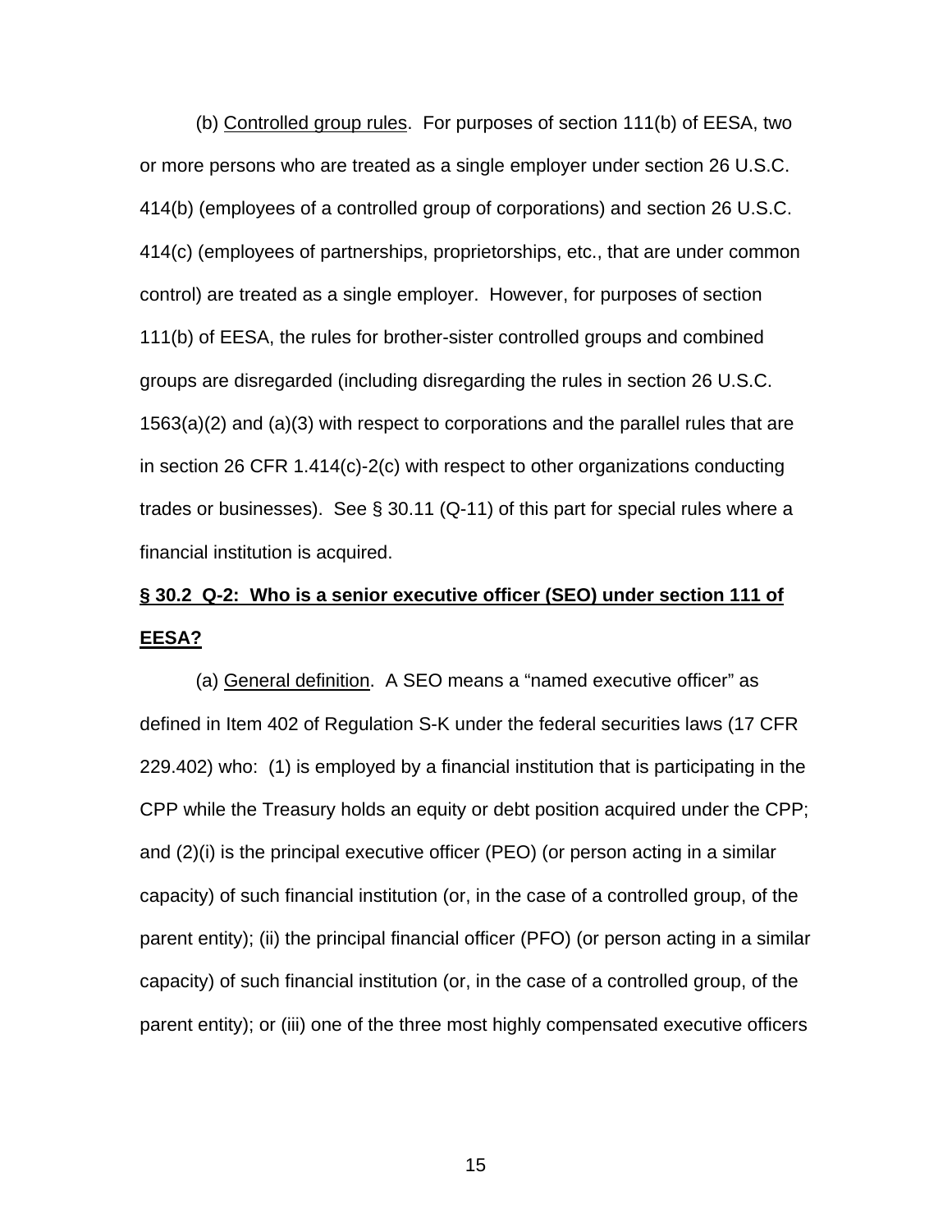(b) Controlled group rules. For purposes of section 111(b) of EESA, two or more persons who are treated as a single employer under section 26 U.S.C. 414(b) (employees of a controlled group of corporations) and section 26 U.S.C. 414(c) (employees of partnerships, proprietorships, etc., that are under common control) are treated as a single employer. However, for purposes of section 111(b) of EESA, the rules for brother-sister controlled groups and combined groups are disregarded (including disregarding the rules in section 26 U.S.C. 1563(a)(2) and (a)(3) with respect to corporations and the parallel rules that are in section 26 CFR 1.414(c)-2(c) with respect to other organizations conducting trades or businesses). See § 30.11 (Q-11) of this part for special rules where a financial institution is acquired.

**§ 30.2 Q-2: Who is a senior executive officer (SEO) under section 111 of EESA?**

(a) General definition. A SEO means a "named executive officer" as defined in Item 402 of Regulation S-K under the federal securities laws (17 CFR 229.402) who: (1) is employed by a financial institution that is participating in the CPP while the Treasury holds an equity or debt position acquired under the CPP; and (2)(i) is the principal executive officer (PEO) (or person acting in a similar capacity) of such financial institution (or, in the case of a controlled group, of the parent entity); (ii) the principal financial officer (PFO) (or person acting in a similar capacity) of such financial institution (or, in the case of a controlled group, of the parent entity); or (iii) one of the three most highly compensated executive officers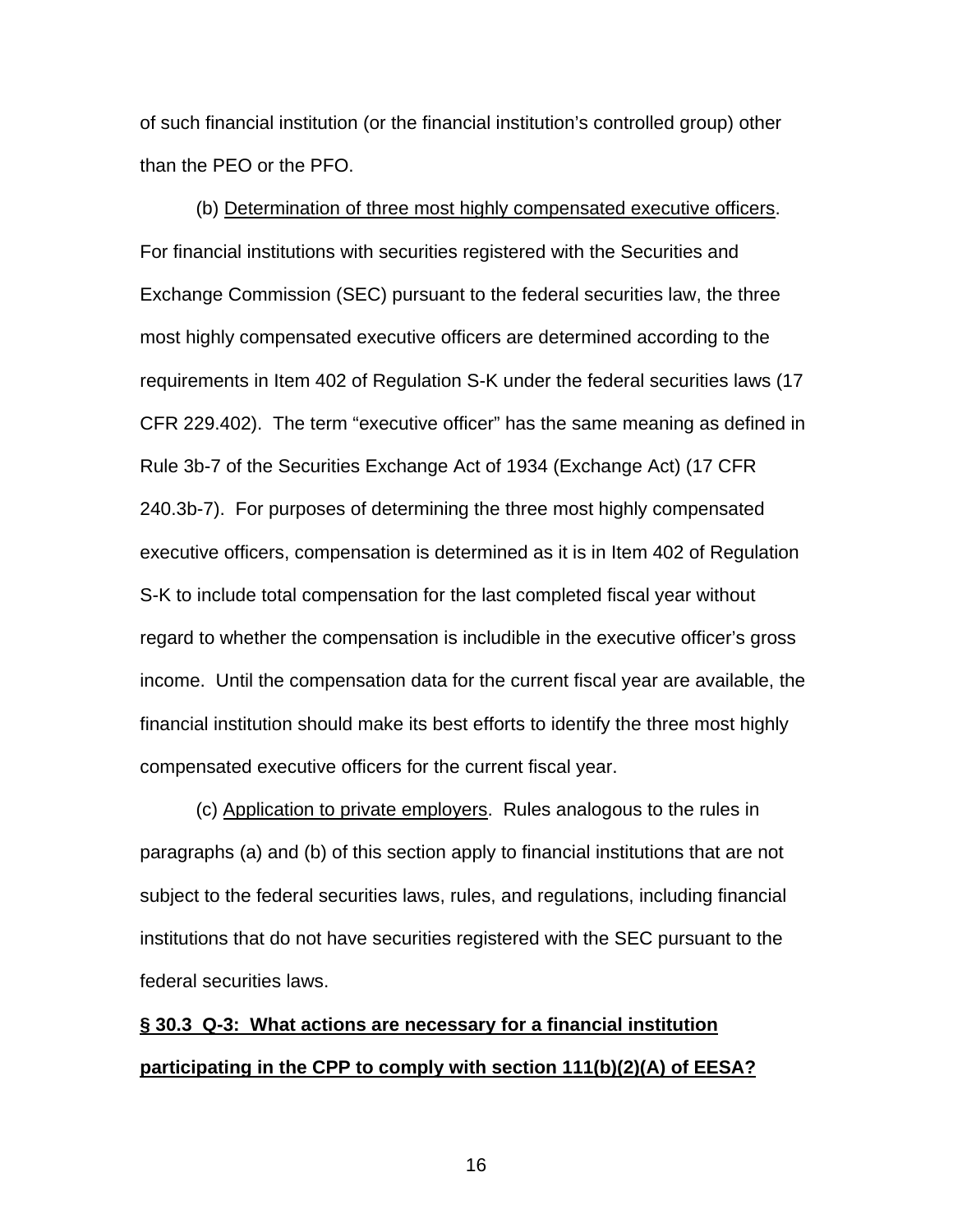of such financial institution (or the financial institution's controlled group) other than the PEO or the PFO.

(b) <u>Determination of three most highly compensated executive officers</u>. For financial institutions with securities registered with the Securities and Exchange Commission (SEC) pursuant to the federal securities law, the three most highly compensated executive officers are determined according to the requirements in Item 402 of Regulation S-K under the federal securities laws (17 CFR 229.402). The term "executive officer" has the same meaning as defined in Rule 3b-7 of the Securities Exchange Act of 1934 (Exchange Act) (17 CFR 240.3b-7). For purposes of determining the three most highly compensated executive officers, compensation is determined as it is in Item 402 of Regulation S-K to include total compensation for the last completed fiscal year without regard to whether the compensation is includible in the executive officer's gross income. Until the compensation data for the current fiscal year are available, the financial institution should make its best efforts to identify the three most highly compensated executive officers for the current fiscal year.

(c) <u>Application to private employers</u>. Rules analogous to the rules in paragraphs (a) and (b) of this section apply to financial institutions that are not subject to the federal securities laws, rules, and regulations, including financial institutions that do not have securities registered with the SEC pursuant to the federal securities laws.

## § 30.3 Q-3: What actions are necessary for a financial institution participating in the CPP to comply with section 111(b)(2)(A) of EESA?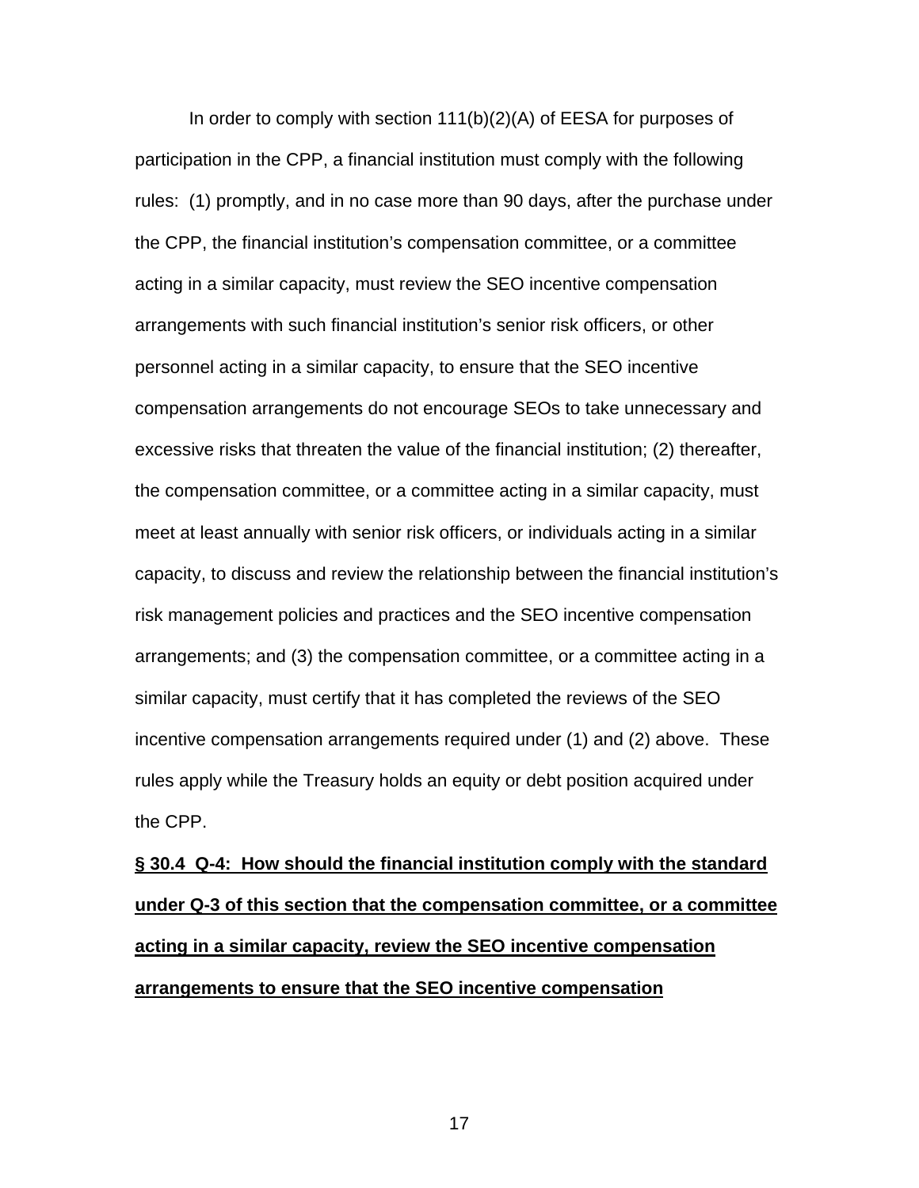In order to comply with section 111(b)(2)(A) of EESA for purposes of participation in the CPP, a financial institution must comply with the following rules: (1) promptly, and in no case more than 90 days, after the purchase under the CPP, the financial institution's compensation committee, or a committee acting in a similar capacity, must review the SEO incentive compensation arrangements with such financial institution's senior risk officers, or other personnel acting in a similar capacity, to ensure that the SEO incentive compensation arrangements do not encourage SEOs to take unnecessary and excessive risks that threaten the value of the financial institution; (2) thereafter, the compensation committee, or a committee acting in a similar capacity, must meet at least annually with senior risk officers, or individuals acting in a similar capacity, to discuss and review the relationship between the financial institution's risk management policies and practices and the SEO incentive compensation arrangements; and (3) the compensation committee, or a committee acting in a similar capacity, must certify that it has completed the reviews of the SEO incentive compensation arrangements required under (1) and (2) above. These rules apply while the Treasury holds an equity or debt position acquired under the CPP.

**§ 30.4 Q-4: How should the financial institution comply with the standard under Q-3 of this section that the compensation committee, or a committee acting in a similar capacity, review the SEO incentive compensation arrangements to ensure that the SEO incentive compensation**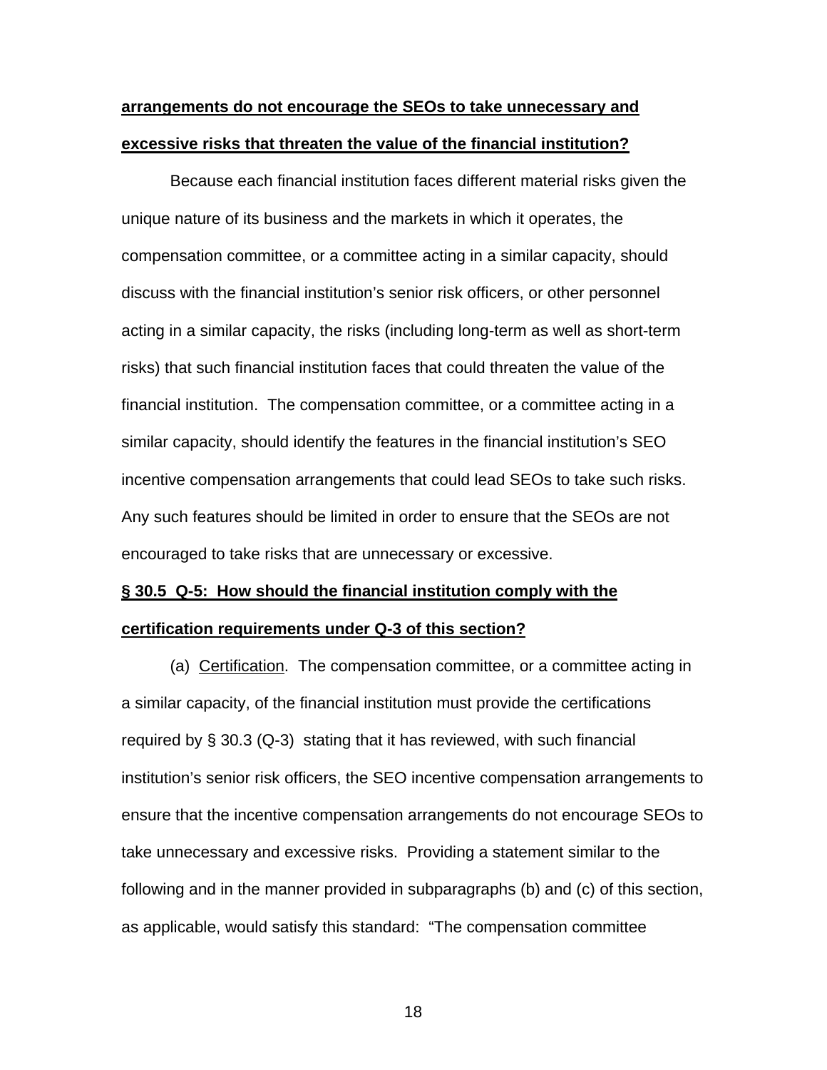**arrangements do not encourage the SEOs to take unnecessary and excessive risks that threaten the value of the financial institution?**

Because each financial institution faces different material risks given the unique nature of its business and the markets in which it operates, the compensation committee, or a committee acting in a similar capacity, should discuss with the financial institution's senior risk officers, or other personnel acting in a similar capacity, the risks (including long-term as well as short-term risks) that such financial institution faces that could threaten the value of the financial institution. The compensation committee, or a committee acting in a similar capacity, should identify the features in the financial institution's SEO incentive compensation arrangements that could lead SEOs to take such risks. Any such features should be limited in order to ensure that the SEOs are not encouraged to take risks that are unnecessary or excessive.

**§ 30.5 Q-5: How should the financial institution comply with the certification requirements under Q-3 of this section?**

(a) Certification. The compensation committee, or a committee acting in a similar capacity, of the financial institution must provide the certifications required by § 30.3 (Q-3) stating that it has reviewed, with such financial institution's senior risk officers, the SEO incentive compensation arrangements to ensure that the incentive compensation arrangements do not encourage SEOs to take unnecessary and excessive risks. Providing a statement similar to the following and in the manner provided in subparagraphs (b) and (c) of this section, as applicable, would satisfy this standard: "The compensation committee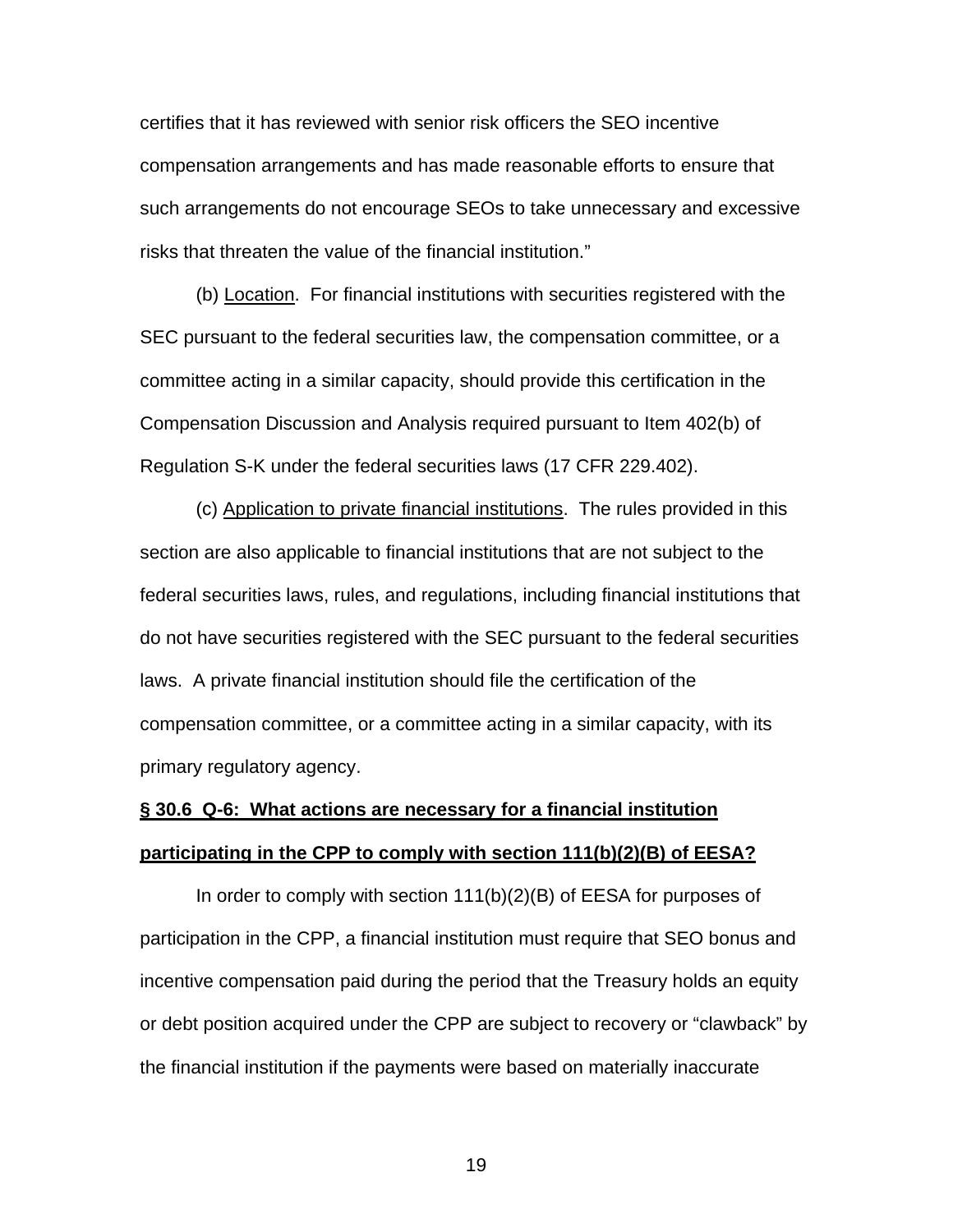certifies that it has reviewed with senior risk officers the SEO incentive compensation arrangements and has made reasonable efforts to ensure that such arrangements do not encourage SEOs to take unnecessary and excessive risks that threaten the value of the financial institution."

(b) Location. For financial institutions with securities registered with the SEC pursuant to the federal securities law, the compensation committee, or a committee acting in a similar capacity, should provide this certification in the Compensation Discussion and Analysis required pursuant to Item 402(b) of Regulation S-K under the federal securities laws (17 CFR 229.402).

(c) Application to private financial institutions. The rules provided in this section are also applicable to financial institutions that are not subject to the federal securities laws, rules, and regulations, including financial institutions that do not have securities registered with the SEC pursuant to the federal securities laws. A private financial institution should file the certification of the compensation committee, or a committee acting in a similar capacity, with its primary regulatory agency.

**§ 30.6 Q-6: What actions are necessary for a financial institution participating in the CPP to comply with section 111(b)(2)(B) of EESA?**

In order to comply with section 111(b)(2)(B) of EESA for purposes of participation in the CPP, a financial institution must require that SEO bonus and incentive compensation paid during the period that the Treasury holds an equity or debt position acquired under the CPP are subject to recovery or "clawback" by the financial institution if the payments were based on materially inaccurate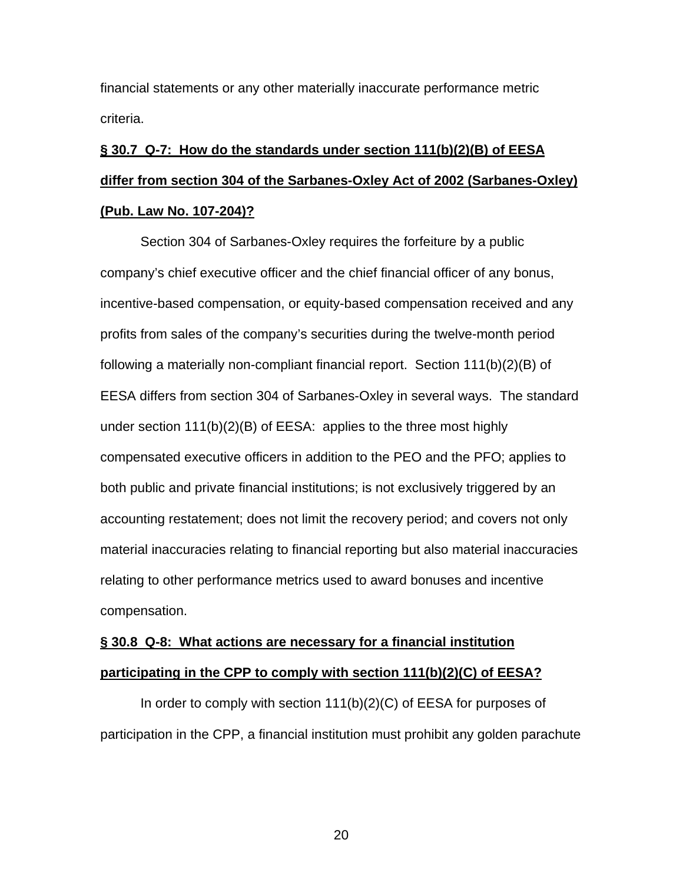financial statements or any other materially inaccurate performance metric criteria.

**§ 30.7 Q-7: How do the standards under section 111(b)(2)(B) of EESA differ from section 304 of the Sarbanes-Oxley Act of 2002 (Sarbanes-Oxley) (Pub. Law No. 107-204)?**

Section 304 of Sarbanes-Oxley requires the forfeiture by a public company's chief executive officer and the chief financial officer of any bonus, incentive-based compensation, or equity-based compensation received and any profits from sales of the company's securities during the twelve-month period following a materially non-compliant financial report. Section 111(b)(2)(B) of EESA differs from section 304 of Sarbanes-Oxley in several ways. The standard under section 111(b)(2)(B) of EESA: applies to the three most highly compensated executive officers in addition to the PEO and the PFO; applies to both public and private financial institutions; is not exclusively triggered by an accounting restatement; does not limit the recovery period; and covers not only material inaccuracies relating to financial reporting but also material inaccuracies relating to other performance metrics used to award bonuses and incentive compensation.

**§ 30.8 Q-8: What actions are necessary for a financial institution participating in the CPP to comply with section 111(b)(2)(C) of EESA?**

In order to comply with section 111(b)(2)(C) of EESA for purposes of participation in the CPP, a financial institution must prohibit any golden parachute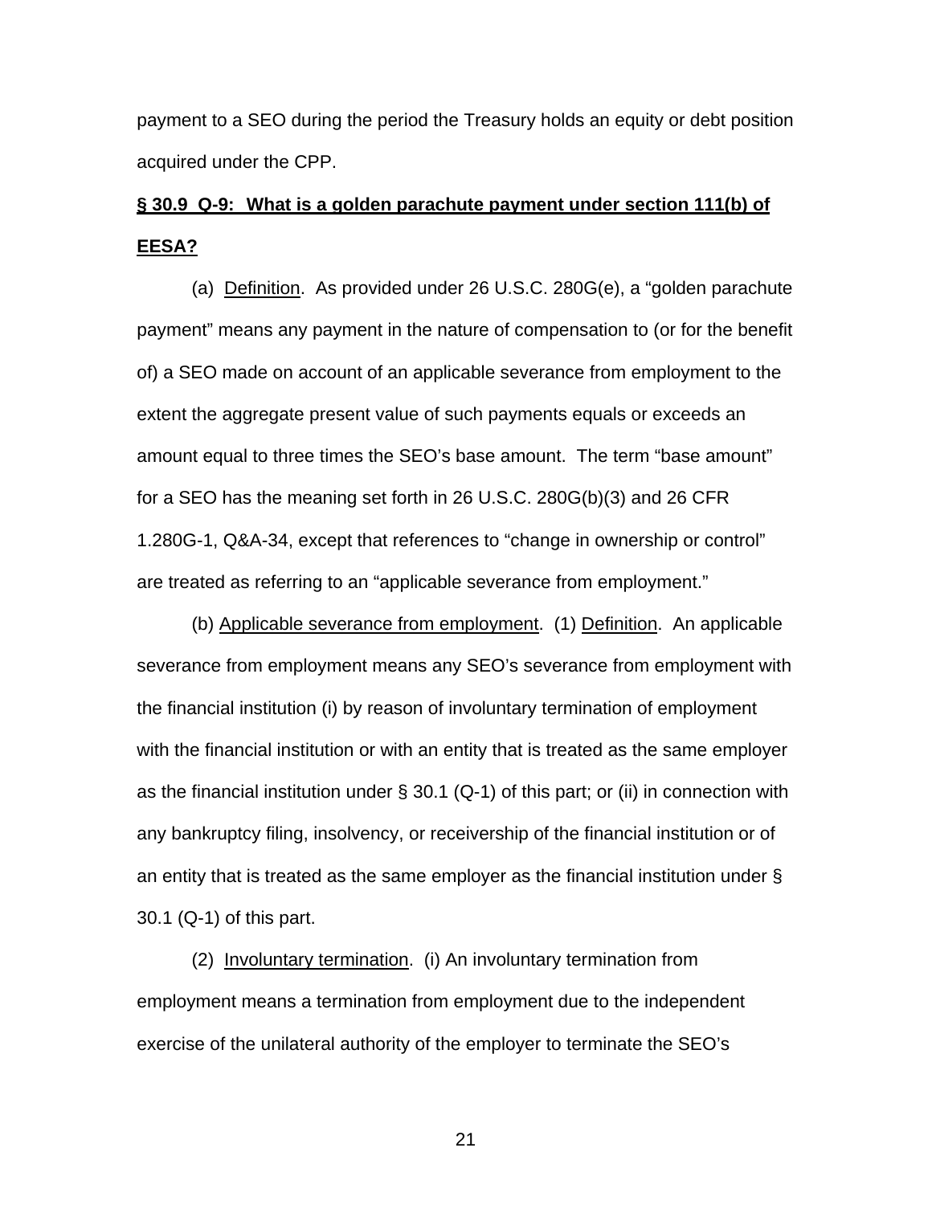payment to a SEO during the period the Treasury holds an equity or debt position acquired under the CPP.

**§ 30.9 Q-9: What is a golden parachute payment under section 111(b) of EESA?**

(a) Definition. As provided under 26 U.S.C. 280G(e), a "golden parachute payment" means any payment in the nature of compensation to (or for the benefit of) a SEO made on account of an applicable severance from employment to the extent the aggregate present value of such payments equals or exceeds an amount equal to three times the SEO's base amount. The term "base amount" for a SEO has the meaning set forth in 26 U.S.C. 280G(b)(3) and 26 CFR 1.280G-1, Q&A-34, except that references to "change in ownership or control" are treated as referring to an "applicable severance from employment."

(b) Applicable severance from employment. (1) Definition. An applicable severance from employment means any SEO's severance from employment with the financial institution (i) by reason of involuntary termination of employment with the financial institution or with an entity that is treated as the same employer as the financial institution under § 30.1 (Q-1) of this part; or (ii) in connection with any bankruptcy filing, insolvency, or receivership of the financial institution or of an entity that is treated as the same employer as the financial institution under § 30.1 (Q-1) of this part.

(2) Involuntary termination. (i) An involuntary termination from employment means a termination from employment due to the independent exercise of the unilateral authority of the employer to terminate the SEO's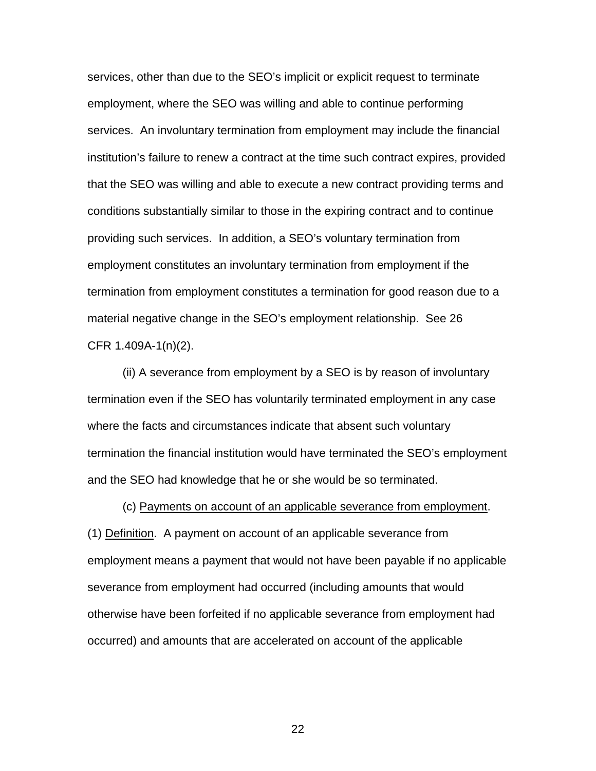services, other than due to the SEO's implicit or explicit request to terminate employment, where the SEO was willing and able to continue performing services. An involuntary termination from employment may include the financial institution's failure to renew a contract at the time such contract expires, provided that the SEO was willing and able to execute a new contract providing terms and conditions substantially similar to those in the expiring contract and to continue providing such services. In addition, a SEO's voluntary termination from employment constitutes an involuntary termination from employment if the termination from employment constitutes a termination for good reason due to a material negative change in the SEO's employment relationship. See 26 CFR 1.409A-1(n)(2).

(ii) A severance from employment by a SEO is by reason of involuntary termination even if the SEO has voluntarily terminated employment in any case where the facts and circumstances indicate that absent such voluntary termination the financial institution would have terminated the SEO's employment and the SEO had knowledge that he or she would be so terminated.

(c) Payments on account of an applicable severance from employment. (1) Definition. A payment on account of an applicable severance from employment means a payment that would not have been payable if no applicable severance from employment had occurred (including amounts that would otherwise have been forfeited if no applicable severance from employment had occurred) and amounts that are accelerated on account of the applicable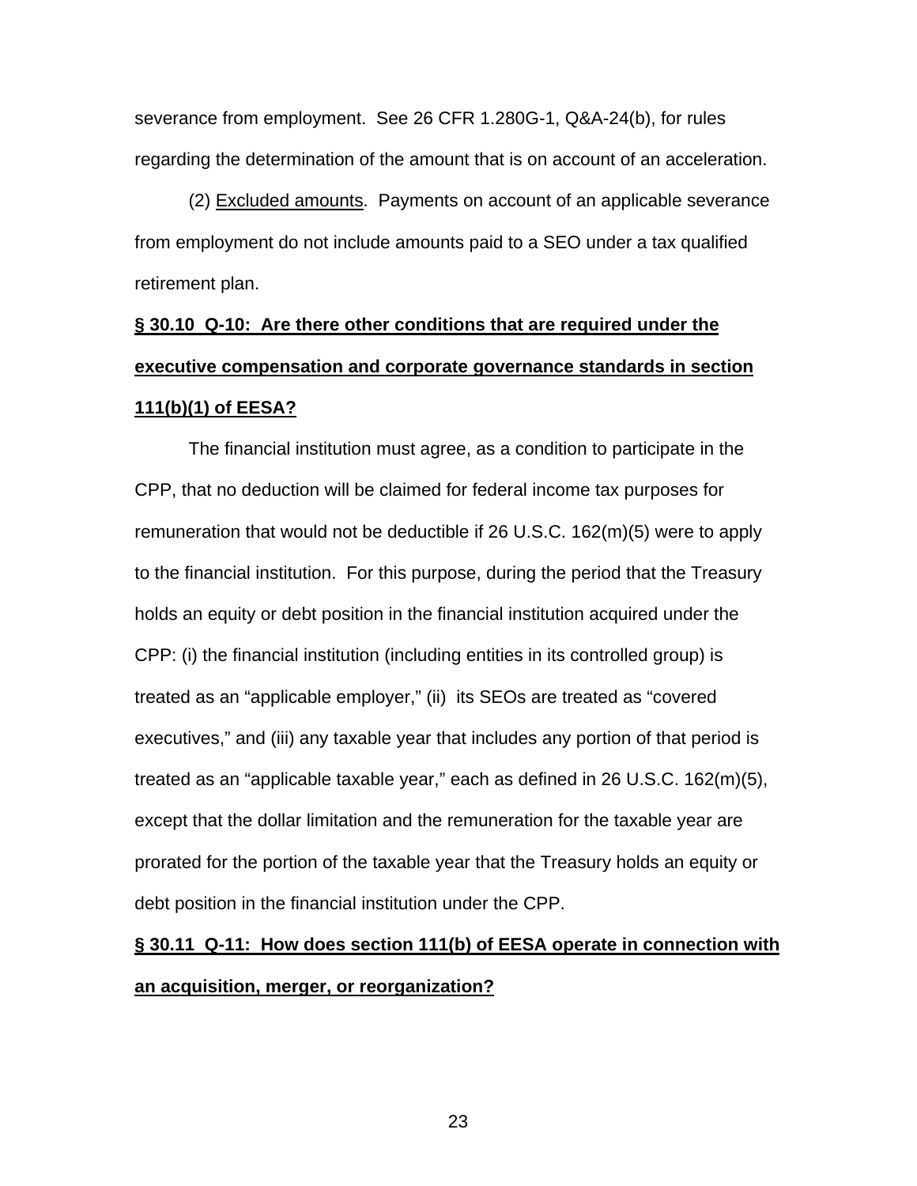severance from employment. See 26 CFR 1.280G-1, Q&A-24(b), for rules regarding the determination of the amount that is on account of an acceleration.

(2) Excluded amounts. Payments on account of an applicable severance from employment do not include amounts paid to a SEO under a tax qualified retirement plan.

**§ 30.10 Q-10: Are there other conditions that are required under the executive compensation and corporate governance standards in section 111(b)(1) of EESA?**

The financial institution must agree, as a condition to participate in the CPP, that no deduction will be claimed for federal income tax purposes for remuneration that would not be deductible if 26 U.S.C. 162(m)(5) were to apply to the financial institution. For this purpose, during the period that the Treasury holds an equity or debt position in the financial institution acquired under the CPP: (i) the financial institution (including entities in its controlled group) is treated as an "applicable employer," (ii) its SEOs are treated as "covered executives," and (iii) any taxable year that includes any portion of that period is treated as an "applicable taxable year," each as defined in 26 U.S.C. 162(m)(5), except that the dollar limitation and the remuneration for the taxable year are prorated for the portion of the taxable year that the Treasury holds an equity or debt position in the financial institution under the CPP.

**§ 30.11 Q-11: How does section 111(b) of EESA operate in connection with an acquisition, merger, or reorganization?**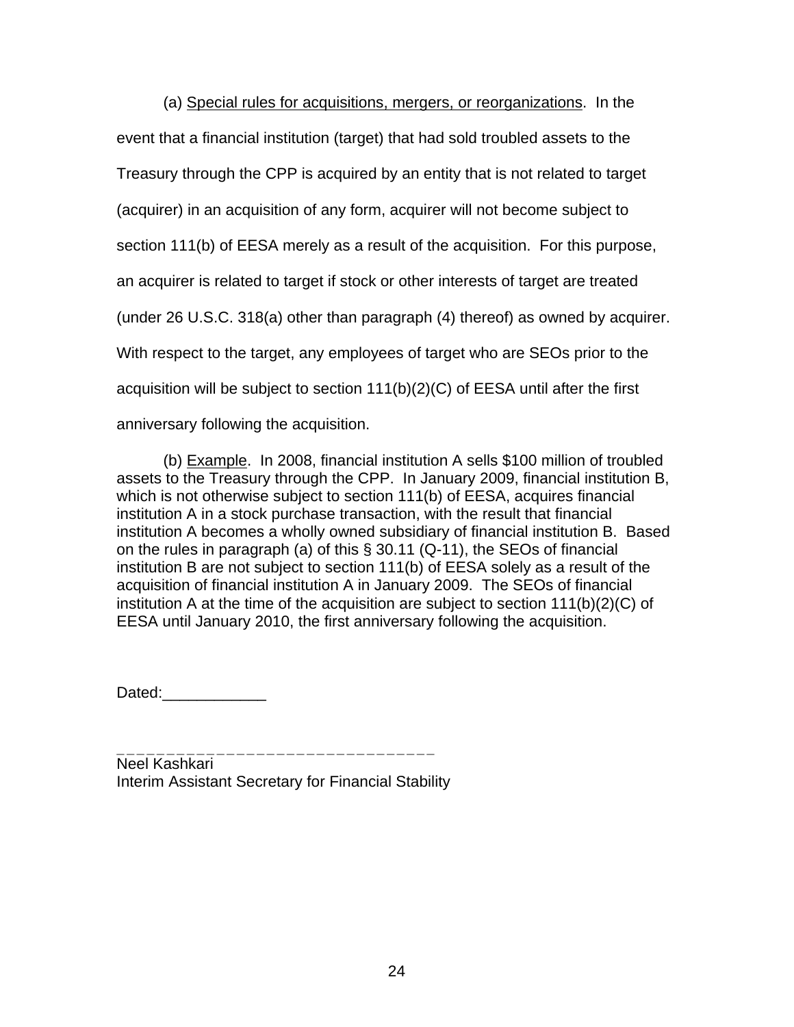(a) Special rules for acquisitions, mergers, or reorganizations. In the event that a financial institution (target) that had sold troubled assets to the Treasury through the CPP is acquired by an entity that is not related to target (acquirer) in an acquisition of any form, acquirer will not become subject to section 111(b) of EESA merely as a result of the acquisition. For this purpose, an acquirer is related to target if stock or other interests of target are treated (under 26 U.S.C. 318(a) other than paragraph (4) thereof) as owned by acquirer. With respect to the target, any employees of target who are SEOs prior to the acquisition will be subject to section 111(b)(2)(C) of EESA until after the first anniversary following the acquisition.

(b) Example. In 2008, financial institution A sells $100 million of troubled assets to the Treasury through the CPP. In January 2009, financial institution B, which is not otherwise subject to section 111(b) of EESA, acquires financial institution A in a stock purchase transaction, with the result that financial institution A becomes a wholly owned subsidiary of financial institution B. Based on the rules in paragraph (a) of this § 30.11 (Q-11), the SEOs of financial institution B are not subject to section 111(b) of EESA solely as a result of the acquisition of financial institution A in January 2009. The SEOs of financial institution A at the time of the acquisition are subject to section 111(b)(2)(C) of EESA until January 2010, the first anniversary following the acquisition.

Dated:____________

________________________________
Neel Kashkari
Interim Assistant Secretary for Financial Stability